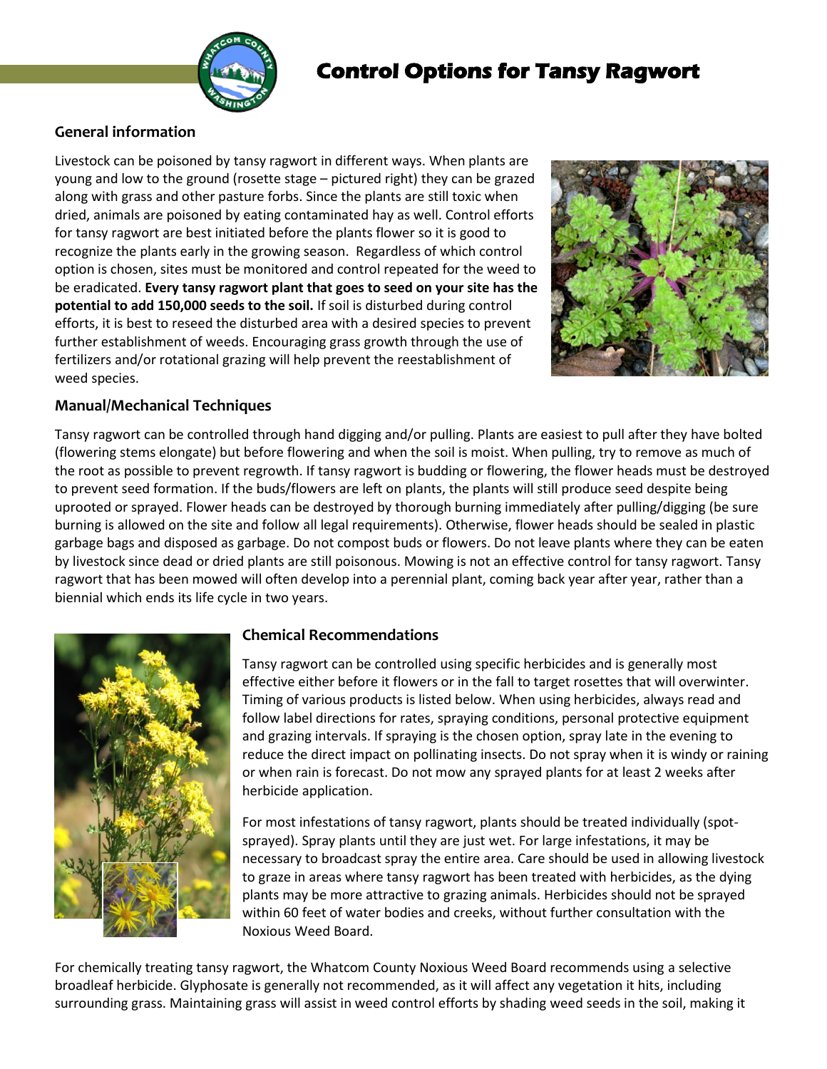# Control Options for Tansy Ragwort

## General information

Livestock can be poisoned by tansy ragwort in different ways. When plants are young and low to the ground (rosette stage – pictured right) they can be grazed along with grass and other pasture forbs. Since the plants are still toxic when dried, animals are poisoned by eating contaminated hay as well. Control efforts for tansy ragwort are best initiated before the plants flower so it is good to recognize the plants early in the growing season. Regardless of which control option is chosen, sites must be monitored and control repeated for the weed to be eradicated. **Every tansy ragwort plant that goes to seed on your site has the potential to add 150,000 seeds to the soil.** If soil is disturbed during control efforts, it is best to reseed the disturbed area with a desired species to prevent further establishment of weeds. Encouraging grass growth through the use of fertilizers and/or rotational grazing will help prevent the reestablishment of weed species.

## Manual/Mechanical Techniques

Tansy ragwort can be controlled through hand digging and/or pulling. Plants are easiest to pull after they have bolted (flowering stems elongate) but before flowering and when the soil is moist. When pulling, try to remove as much of the root as possible to prevent regrowth. If tansy ragwort is budding or flowering, the flower heads must be destroyed to prevent seed formation. If the buds/flowers are left on plants, the plants will still produce seed despite being uprooted or sprayed. Flower heads can be destroyed by thorough burning immediately after pulling/digging (be sure burning is allowed on the site and follow all legal requirements). Otherwise, flower heads should be sealed in plastic garbage bags and disposed as garbage. Do not compost buds or flowers. Do not leave plants where they can be eaten by livestock since dead or dried plants are still poisonous. Mowing is not an effective control for tansy ragwort. Tansy ragwort that has been mowed will often develop into a perennial plant, coming back year after year, rather than a biennial which ends its life cycle in two years.

## Chemical Recommendations

Tansy ragwort can be controlled using specific herbicides and is generally most effective either before it flowers or in the fall to target rosettes that will overwinter. Timing of various products is listed below. When using herbicides, always read and follow label directions for rates, spraying conditions, personal protective equipment and grazing intervals. If spraying is the chosen option, spray late in the evening to reduce the direct impact on pollinating insects. Do not spray when it is windy or raining or when rain is forecast. Do not mow any sprayed plants for at least 2 weeks after herbicide application.

For most infestations of tansy ragwort, plants should be treated individually (spot-sprayed). Spray plants until they are just wet. For large infestations, it may be necessary to broadcast spray the entire area. Care should be used in allowing livestock to graze in areas where tansy ragwort has been treated with herbicides, as the dying plants may be more attractive to grazing animals. Herbicides should not be sprayed within 60 feet of water bodies and creeks, without further consultation with the Noxious Weed Board.

For chemically treating tansy ragwort, the Whatcom County Noxious Weed Board recommends using a selective broadleaf herbicide. Glyphosate is generally not recommended, as it will affect any vegetation it hits, including surrounding grass. Maintaining grass will assist in weed control efforts by shading weed seeds in the soil, making it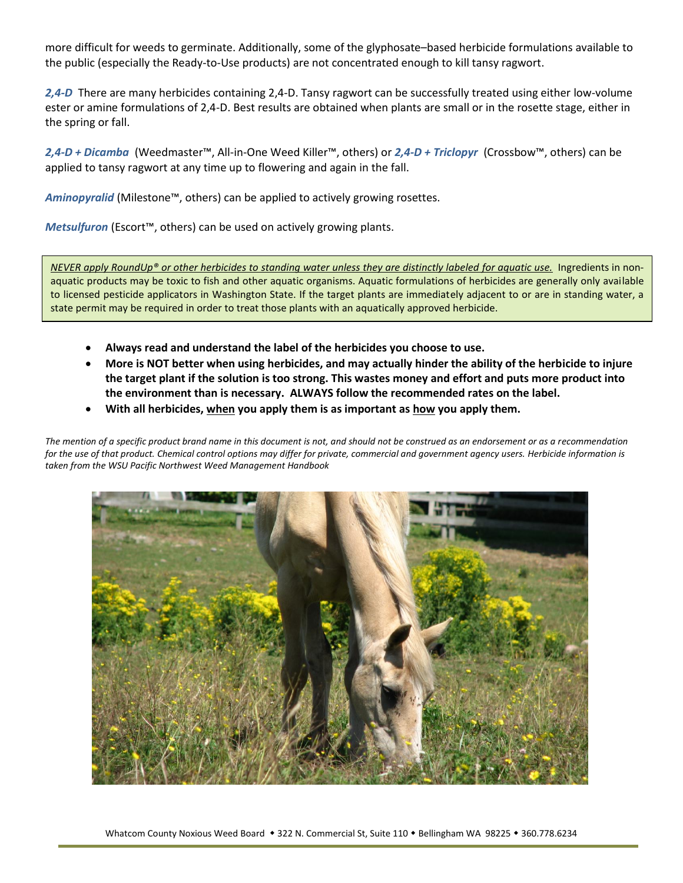more difficult for weeds to germinate. Additionally, some of the glyphosate–based herbicide formulations available to the public (especially the Ready-to-Use products) are not concentrated enough to kill tansy ragwort.

***2,4-D*** There are many herbicides containing 2,4-D. Tansy ragwort can be successfully treated using either low-volume ester or amine formulations of 2,4-D. Best results are obtained when plants are small or in the rosette stage, either in the spring or fall.

***2,4-D + Dicamba*** (Weedmaster™, All-in-One Weed Killer™, others) or ***2,4-D + Triclopyr*** (Crossbow™, others) can be applied to tansy ragwort at any time up to flowering and again in the fall.

***Aminopyralid*** (Milestone™, others) can be applied to actively growing rosettes.

***Metsulfuron*** (Escort™, others) can be used on actively growing plants.

*NEVER apply RoundUp® or other herbicides to standing water unless they are distinctly labeled for aquatic use.* Ingredients in non-aquatic products may be toxic to fish and other aquatic organisms. Aquatic formulations of herbicides are generally only available to licensed pesticide applicators in Washington State. If the target plants are immediately adjacent to or are in standing water, a state permit may be required in order to treat those plants with an aquatically approved herbicide.

- **Always read and understand the label of the herbicides you choose to use.**
- **More is NOT better when using herbicides, and may actually hinder the ability of the herbicide to injure the target plant if the solution is too strong. This wastes money and effort and puts more product into the environment than is necessary. ALWAYS follow the recommended rates on the label.**
- **With all herbicides, when you apply them is as important as how you apply them.**

*The mention of a specific product brand name in this document is not, and should not be construed as an endorsement or as a recommendation for the use of that product. Chemical control options may differ for private, commercial and government agency users. Herbicide information is taken from the WSU Pacific Northwest Weed Management Handbook*

Whatcom County Noxious Weed Board • 322 N. Commercial St, Suite 110 • Bellingham WA 98225 • 360.778.6234